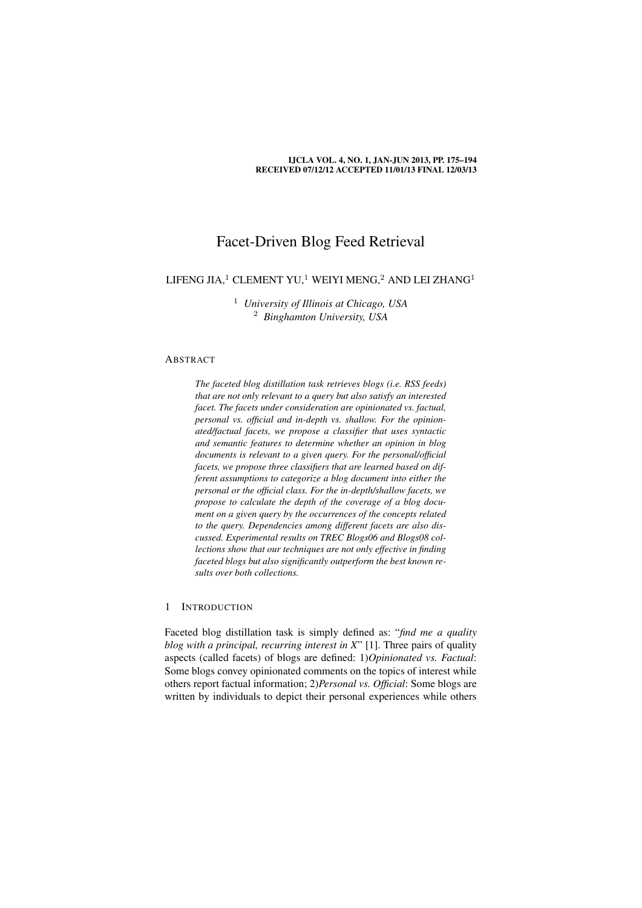# Facet-Driven Blog Feed Retrieval

LIFENG JIA,[1] CLEMENT YU,[1] WEIYI MENG,[2] AND LEI ZHANG[1]

[1] *University of Illinois at Chicago, USA*
[2] *Binghamton University, USA*

## ABSTRACT

*The faceted blog distillation task retrieves blogs (i.e. RSS feeds) that are not only relevant to a query but also satisfy an interested facet. The facets under consideration are opinionated vs. factual, personal vs. official and in-depth vs. shallow. For the opinionated/factual facets, we propose a classifier that uses syntactic and semantic features to determine whether an opinion in blog documents is relevant to a given query. For the personal/official facets, we propose three classifiers that are learned based on different assumptions to categorize a blog document into either the personal or the official class. For the in-depth/shallow facets, we propose to calculate the depth of the coverage of a blog document on a given query by the occurrences of the concepts related to the query. Dependencies among different facets are also discussed. Experimental results on TREC Blogs06 and Blogs08 collections show that our techniques are not only effective in finding faceted blogs but also significantly outperform the best known results over both collections.*

## 1 INTRODUCTION

Faceted blog distillation task is simply defined as: "*find me a quality blog with a principal, recurring interest in X*" [1]. Three pairs of quality aspects (called facets) of blogs are defined: 1)*Opinionated vs. Factual*: Some blogs convey opinionated comments on the topics of interest while others report factual information; 2)*Personal vs. Official*: Some blogs are written by individuals to depict their personal experiences while others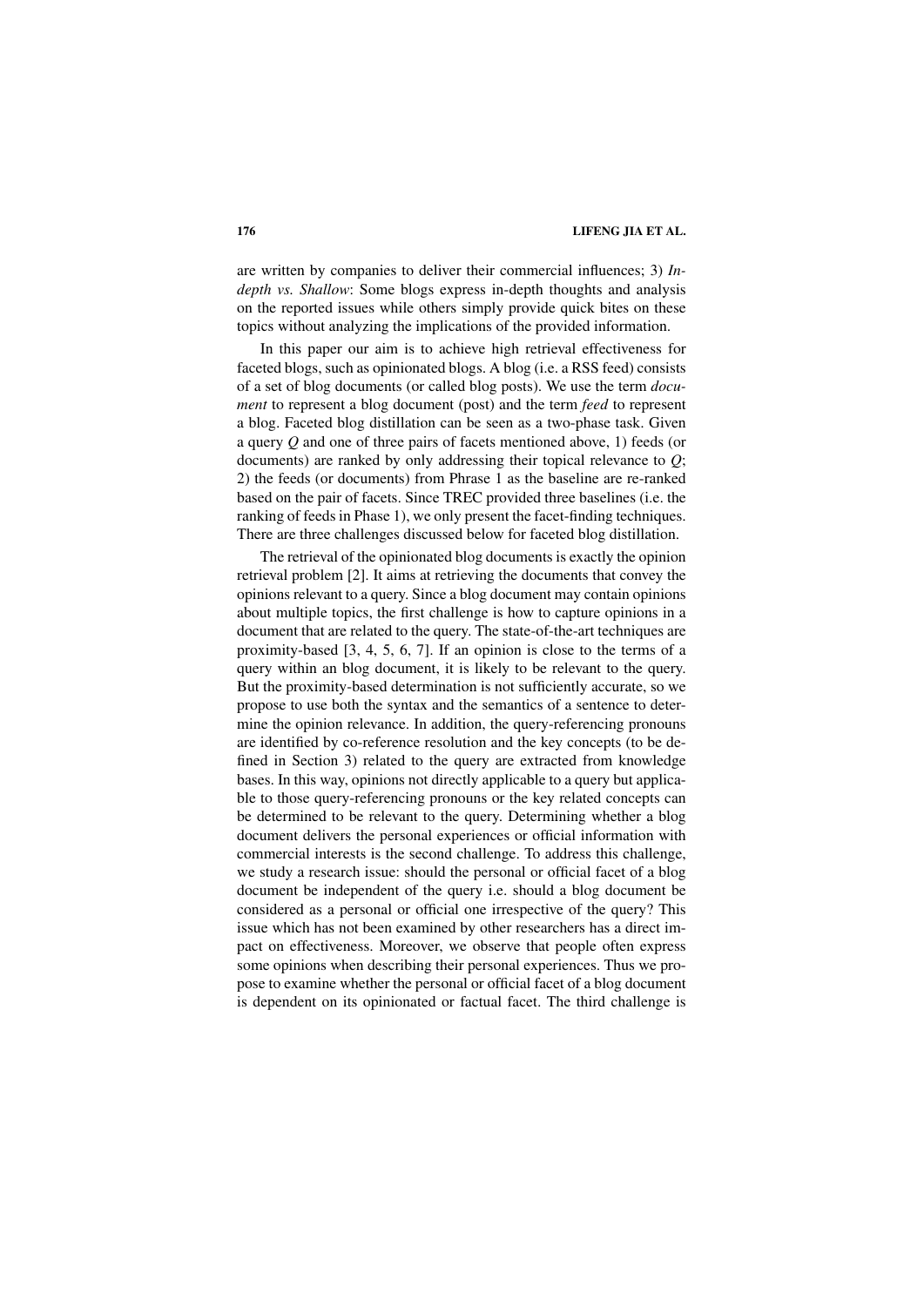are written by companies to deliver their commercial influences; 3) *In-depth vs. Shallow*: Some blogs express in-depth thoughts and analysis on the reported issues while others simply provide quick bites on these topics without analyzing the implications of the provided information.

In this paper our aim is to achieve high retrieval effectiveness for faceted blogs, such as opinionated blogs. A blog (i.e. a RSS feed) consists of a set of blog documents (or called blog posts). We use the term *document* to represent a blog document (post) and the term *feed* to represent a blog. Faceted blog distillation can be seen as a two-phase task. Given a query $Q$ and one of three pairs of facets mentioned above, 1) feeds (or documents) are ranked by only addressing their topical relevance to $Q$; 2) the feeds (or documents) from Phrase 1 as the baseline are re-ranked based on the pair of facets. Since TREC provided three baselines (i.e. the ranking of feeds in Phase 1), we only present the facet-finding techniques. There are three challenges discussed below for faceted blog distillation.

The retrieval of the opinionated blog documents is exactly the opinion retrieval problem [2]. It aims at retrieving the documents that convey the opinions relevant to a query. Since a blog document may contain opinions about multiple topics, the first challenge is how to capture opinions in a document that are related to the query. The state-of-the-art techniques are proximity-based [3, 4, 5, 6, 7]. If an opinion is close to the terms of a query within an blog document, it is likely to be relevant to the query. But the proximity-based determination is not sufficiently accurate, so we propose to use both the syntax and the semantics of a sentence to determine the opinion relevance. In addition, the query-referencing pronouns are identified by co-reference resolution and the key concepts (to be defined in Section 3) related to the query are extracted from knowledge bases. In this way, opinions not directly applicable to a query but applicable to those query-referencing pronouns or the key related concepts can be determined to be relevant to the query. Determining whether a blog document delivers the personal experiences or official information with commercial interests is the second challenge. To address this challenge, we study a research issue: should the personal or official facet of a blog document be independent of the query i.e. should a blog document be considered as a personal or official one irrespective of the query? This issue which has not been examined by other researchers has a direct impact on effectiveness. Moreover, we observe that people often express some opinions when describing their personal experiences. Thus we propose to examine whether the personal or official facet of a blog document is dependent on its opinionated or factual facet. The third challenge is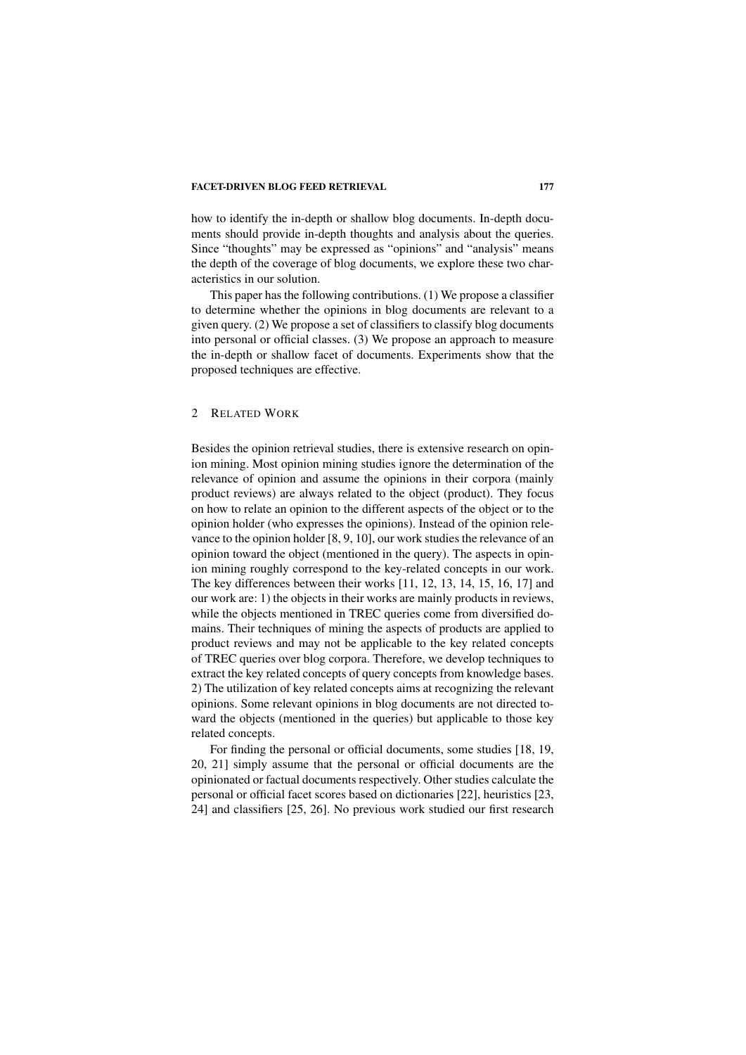how to identify the in-depth or shallow blog documents. In-depth documents should provide in-depth thoughts and analysis about the queries. Since "thoughts" may be expressed as "opinions" and "analysis" means the depth of the coverage of blog documents, we explore these two characteristics in our solution.

This paper has the following contributions. (1) We propose a classifier to determine whether the opinions in blog documents are relevant to a given query. (2) We propose a set of classifiers to classify blog documents into personal or official classes. (3) We propose an approach to measure the in-depth or shallow facet of documents. Experiments show that the proposed techniques are effective.

## 2 RELATED WORK

Besides the opinion retrieval studies, there is extensive research on opinion mining. Most opinion mining studies ignore the determination of the relevance of opinion and assume the opinions in their corpora (mainly product reviews) are always related to the object (product). They focus on how to relate an opinion to the different aspects of the object or to the opinion holder (who expresses the opinions). Instead of the opinion relevance to the opinion holder [8, 9, 10], our work studies the relevance of an opinion toward the object (mentioned in the query). The aspects in opinion mining roughly correspond to the key-related concepts in our work. The key differences between their works [11, 12, 13, 14, 15, 16, 17] and our work are: 1) the objects in their works are mainly products in reviews, while the objects mentioned in TREC queries come from diversified domains. Their techniques of mining the aspects of products are applied to product reviews and may not be applicable to the key related concepts of TREC queries over blog corpora. Therefore, we develop techniques to extract the key related concepts of query concepts from knowledge bases. 2) The utilization of key related concepts aims at recognizing the relevant opinions. Some relevant opinions in blog documents are not directed toward the objects (mentioned in the queries) but applicable to those key related concepts.

For finding the personal or official documents, some studies [18, 19, 20, 21] simply assume that the personal or official documents are the opinionated or factual documents respectively. Other studies calculate the personal or official facet scores based on dictionaries [22], heuristics [23, 24] and classifiers [25, 26]. No previous work studied our first research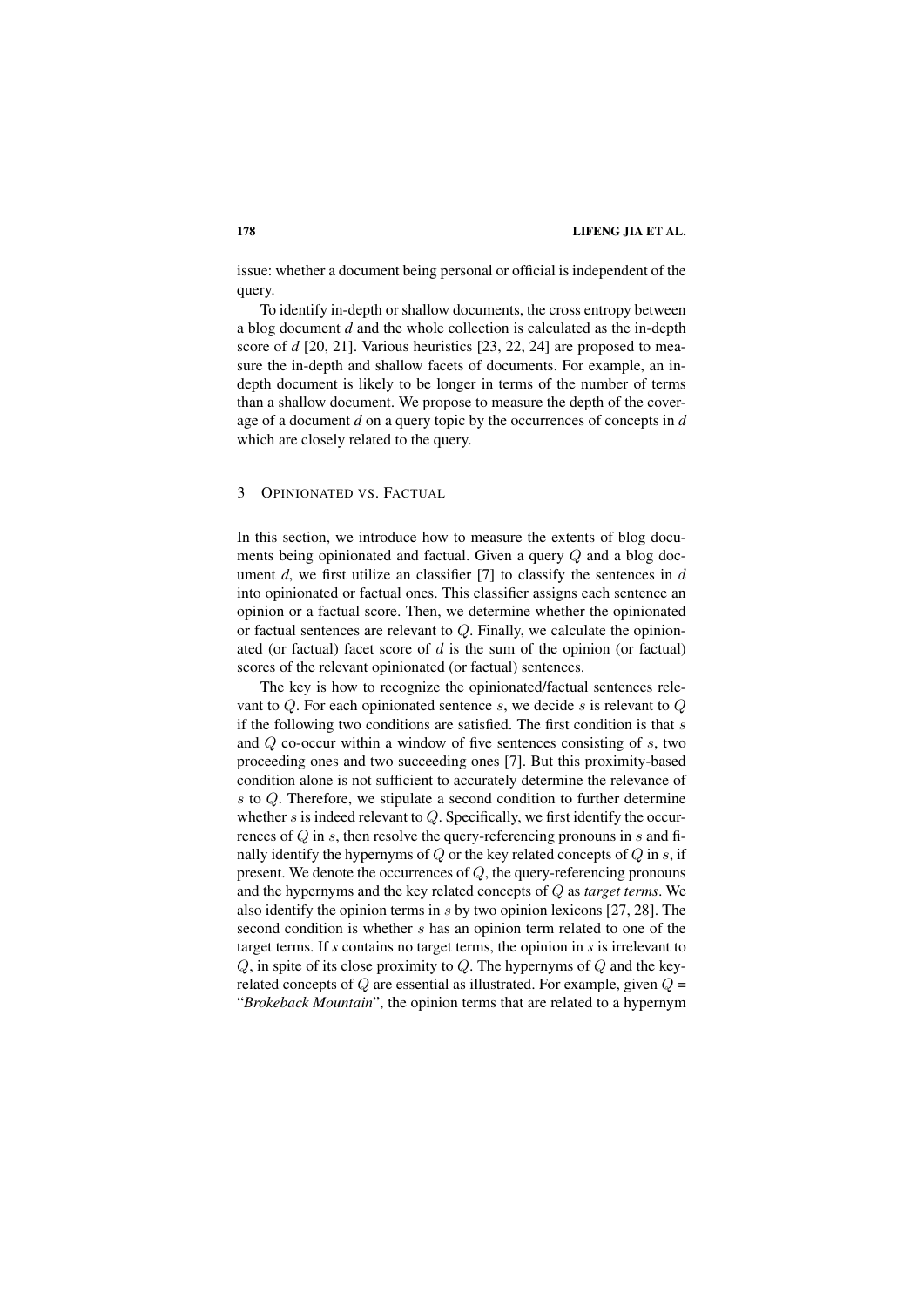issue: whether a document being personal or official is independent of the query.

To identify in-depth or shallow documents, the cross entropy between a blog document *d* and the whole collection is calculated as the in-depth score of *d* [20, 21]. Various heuristics [23, 22, 24] are proposed to measure the in-depth and shallow facets of documents. For example, an in-depth document is likely to be longer in terms of the number of terms than a shallow document. We propose to measure the depth of the coverage of a document *d* on a query topic by the occurrences of concepts in *d* which are closely related to the query.

## 3 OPINIONATED VS. FACTUAL

In this section, we introduce how to measure the extents of blog documents being opinionated and factual. Given a query $Q$ and a blog document *d*, we first utilize an classifier [7] to classify the sentences in $d$ into opinionated or factual ones. This classifier assigns each sentence an opinion or a factual score. Then, we determine whether the opinionated or factual sentences are relevant to $Q$. Finally, we calculate the opinionated (or factual) facet score of $d$ is the sum of the opinion (or factual) scores of the relevant opinionated (or factual) sentences.

The key is how to recognize the opinionated/factual sentences relevant to $Q$. For each opinionated sentence $s$, we decide $s$ is relevant to $Q$ if the following two conditions are satisfied. The first condition is that $s$ and $Q$ co-occur within a window of five sentences consisting of $s$, two proceeding ones and two succeeding ones [7]. But this proximity-based condition alone is not sufficient to accurately determine the relevance of $s$ to $Q$. Therefore, we stipulate a second condition to further determine whether $s$ is indeed relevant to $Q$. Specifically, we first identify the occurrences of $Q$ in $s$, then resolve the query-referencing pronouns in $s$ and finally identify the hypernyms of $Q$ or the key related concepts of $Q$ in $s$, if present. We denote the occurrences of $Q$, the query-referencing pronouns and the hypernyms and the key related concepts of $Q$ as *target terms*. We also identify the opinion terms in $s$ by two opinion lexicons [27, 28]. The second condition is whether $s$ has an opinion term related to one of the target terms. If *s* contains no target terms, the opinion in *s* is irrelevant to $Q$, in spite of its close proximity to $Q$. The hypernyms of $Q$ and the key-related concepts of $Q$ are essential as illustrated. For example, given $Q$ = "*Brokeback Mountain*", the opinion terms that are related to a hypernym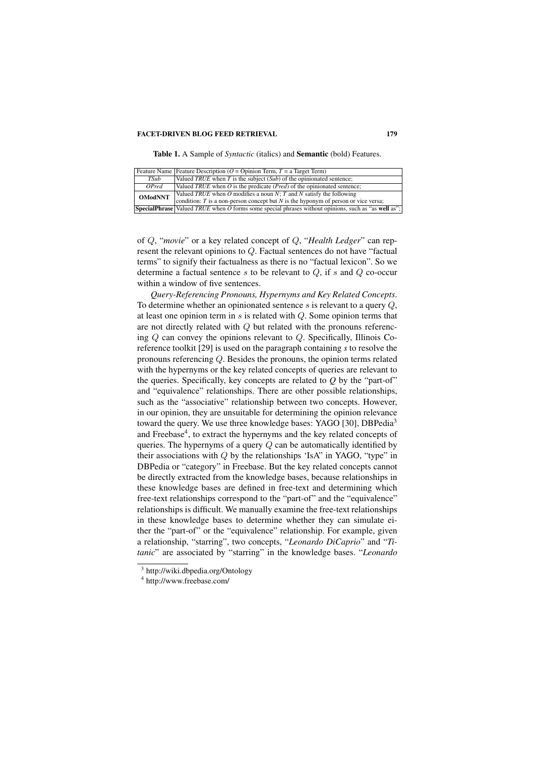**Table 1.** A Sample of *Syntactic* (italics) and **Semantic** (bold) Features.

| Feature Name | Feature Description ($O$ = Opinion Term, $T$ = a Target Term) |
| --- | --- |
| *TSub* | Valued *TRUE* when $T$ is the subject (*Sub*) of the opinionated sentence; |
| *OPred* | Valued *TRUE* when $O$ is the predicate (*Pred*) of the opinionated sentence; |
| **OModNNT** | Valued *TRUE* when $O$ modifies a noun $N$; $T$ and $N$ satisfy the following condition: $T$ is a non-person concept but $N$ is the hyponym of person or vice versa; |
| **SpecialPhrase** | Valued *TRUE* when $O$ forms some special phrases without opinions, such as "as **well** as"; |

of $Q$, "*movie*" or a key related concept of $Q$, "*Health Ledger*" can represent the relevant opinions to $Q$. Factual sentences do not have "factual terms" to signify their factualness as there is no "factual lexicon". So we determine a factual sentence $s$ to be relevant to $Q$, if $s$ and $Q$ co-occur within a window of five sentences.

*Query-Referencing Pronouns, Hypernyms and Key Related Concepts*. To determine whether an opinionated sentence $s$ is relevant to a query $Q$, at least one opinion term in $s$ is related with $Q$. Some opinion terms that are not directly related with $Q$ but related with the pronouns referencing $Q$ can convey the opinions relevant to $Q$. Specifically, Illinois Coreference toolkit [29] is used on the paragraph containing $s$ to resolve the pronouns referencing $Q$. Besides the pronouns, the opinion terms related with the hypernyms or the key related concepts of queries are relevant to the queries. Specifically, key concepts are related to $Q$ by the "part-of" and "equivalence" relationships. There are other possible relationships, such as the "associative" relationship between two concepts. However, in our opinion, they are unsuitable for determining the opinion relevance toward the query. We use three knowledge bases: YAGO [30], DBPedia[3] and Freebase[4], to extract the hypernyms and the key related concepts of queries. The hypernyms of a query $Q$ can be automatically identified by their associations with $Q$ by the relationships 'IsA" in YAGO, "type" in DBPedia or "category" in Freebase. But the key related concepts cannot be directly extracted from the knowledge bases, because relationships in these knowledge bases are defined in free-text and determining which free-text relationships correspond to the "part-of" and the "equivalence" relationships is difficult. We manually examine the free-text relationships in these knowledge bases to determine whether they can simulate either the "part-of" or the "equivalence" relationship. For example, given a relationship, "starring", two concepts, "*Leonardo DiCaprio*" and "*Titanic*" are associated by "starring" in the knowledge bases. "*Leonardo*

[3] http://wiki.dbpedia.org/Ontology

[4] http://www.freebase.com/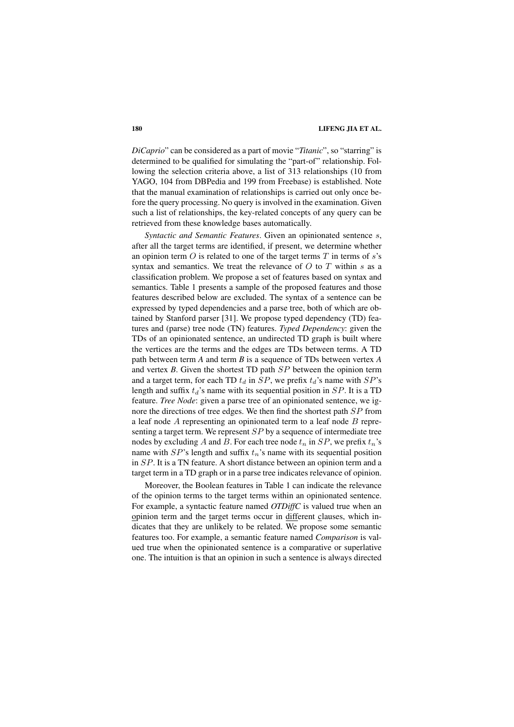*DiCaprio*" can be considered as a part of movie "*Titanic*", so "starring" is determined to be qualified for simulating the "part-of" relationship. Following the selection criteria above, a list of 313 relationships (10 from YAGO, 104 from DBPedia and 199 from Freebase) is established. Note that the manual examination of relationships is carried out only once before the query processing. No query is involved in the examination. Given such a list of relationships, the key-related concepts of any query can be retrieved from these knowledge bases automatically.

*Syntactic and Semantic Features*. Given an opinionated sentence $s$, after all the target terms are identified, if present, we determine whether an opinion term $O$ is related to one of the target terms $T$ in terms of $s$'s syntax and semantics. We treat the relevance of $O$ to $T$ within $s$ as a classification problem. We propose a set of features based on syntax and semantics. Table 1 presents a sample of the proposed features and those features described below are excluded. The syntax of a sentence can be expressed by typed dependencies and a parse tree, both of which are obtained by Stanford parser [31]. We propose typed dependency (TD) features and (parse) tree node (TN) features. *Typed Dependency*: given the TDs of an opinionated sentence, an undirected TD graph is built where the vertices are the terms and the edges are TDs between terms. A TD path between term *A* and term *B* is a sequence of TDs between vertex *A* and vertex *B*. Given the shortest TD path $SP$ between the opinion term and a target term, for each TD $t_d$ in $SP$, we prefix $t_d$'s name with $SP$'s length and suffix $t_d$'s name with its sequential position in $SP$. It is a TD feature. *Tree Node*: given a parse tree of an opinionated sentence, we ignore the directions of tree edges. We then find the shortest path $SP$ from a leaf node $A$ representing an opinionated term to a leaf node $B$ representing a target term. We represent $SP$ by a sequence of intermediate tree nodes by excluding $A$ and $B$. For each tree node $t_n$ in $SP$, we prefix $t_n$'s name with $SP$'s length and suffix $t_n$'s name with its sequential position in $SP$. It is a TN feature. A short distance between an opinion term and a target term in a TD graph or in a parse tree indicates relevance of opinion.

Moreover, the Boolean features in Table 1 can indicate the relevance of the opinion terms to the target terms within an opinionated sentence. For example, a syntactic feature named *OTDiffC* is valued true when an opinion term and the target terms occur in different clauses, which indicates that they are unlikely to be related. We propose some semantic features too. For example, a semantic feature named *Comparison* is valued true when the opinionated sentence is a comparative or superlative one. The intuition is that an opinion in such a sentence is always directed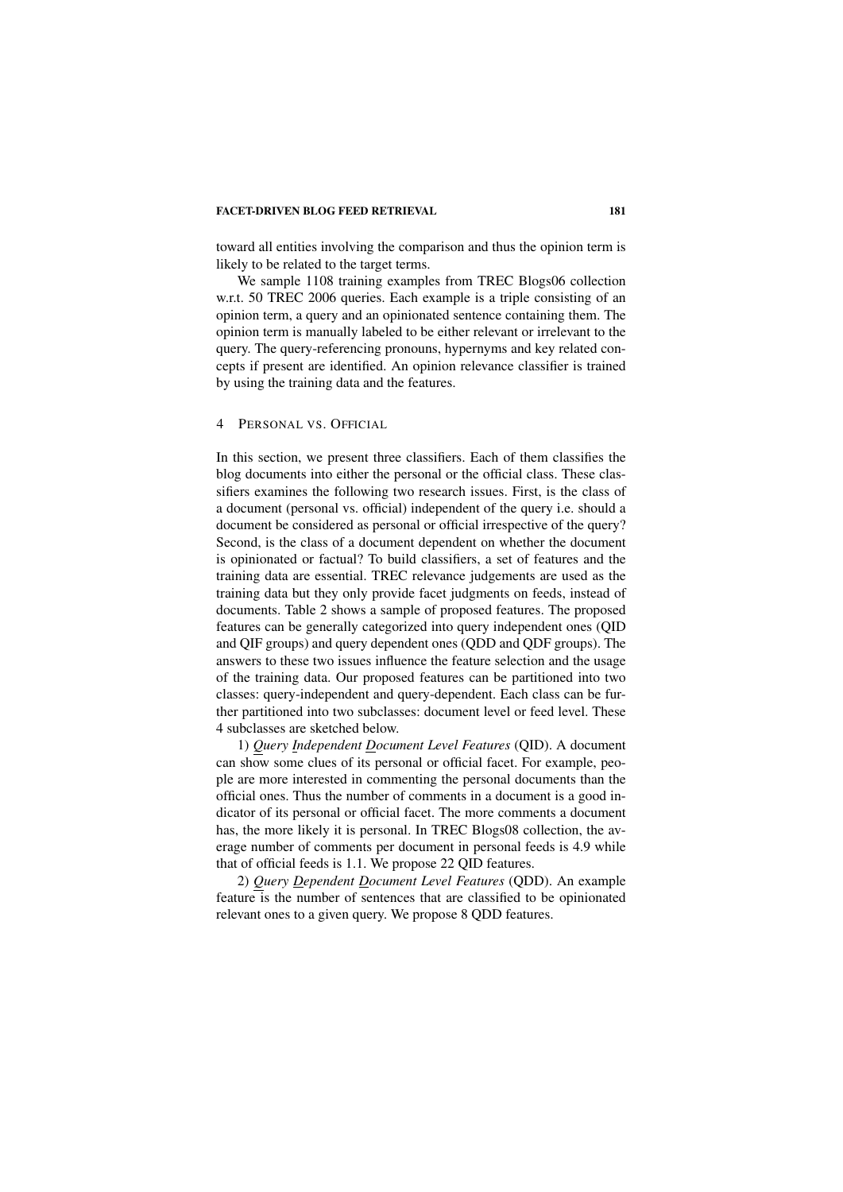toward all entities involving the comparison and thus the opinion term is likely to be related to the target terms.

We sample 1108 training examples from TREC Blogs06 collection w.r.t. 50 TREC 2006 queries. Each example is a triple consisting of an opinion term, a query and an opinionated sentence containing them. The opinion term is manually labeled to be either relevant or irrelevant to the query. The query-referencing pronouns, hypernyms and key related concepts if present are identified. An opinion relevance classifier is trained by using the training data and the features.

## 4 PERSONAL VS. OFFICIAL

In this section, we present three classifiers. Each of them classifies the blog documents into either the personal or the official class. These classifiers examines the following two research issues. First, is the class of a document (personal vs. official) independent of the query i.e. should a document be considered as personal or official irrespective of the query? Second, is the class of a document dependent on whether the document is opinionated or factual? To build classifiers, a set of features and the training data are essential. TREC relevance judgements are used as the training data but they only provide facet judgments on feeds, instead of documents. Table 2 shows a sample of proposed features. The proposed features can be generally categorized into query independent ones (QID and QIF groups) and query dependent ones (QDD and QDF groups). The answers to these two issues influence the feature selection and the usage of the training data. Our proposed features can be partitioned into two classes: query-independent and query-dependent. Each class can be further partitioned into two subclasses: document level or feed level. These 4 subclasses are sketched below.

1) *Query Independent Document Level Features* (QID). A document can show some clues of its personal or official facet. For example, people are more interested in commenting the personal documents than the official ones. Thus the number of comments in a document is a good indicator of its personal or official facet. The more comments a document has, the more likely it is personal. In TREC Blogs08 collection, the average number of comments per document in personal feeds is 4.9 while that of official feeds is 1.1. We propose 22 QID features.

2) *Query Dependent Document Level Features* (QDD). An example feature is the number of sentences that are classified to be opinionated relevant ones to a given query. We propose 8 QDD features.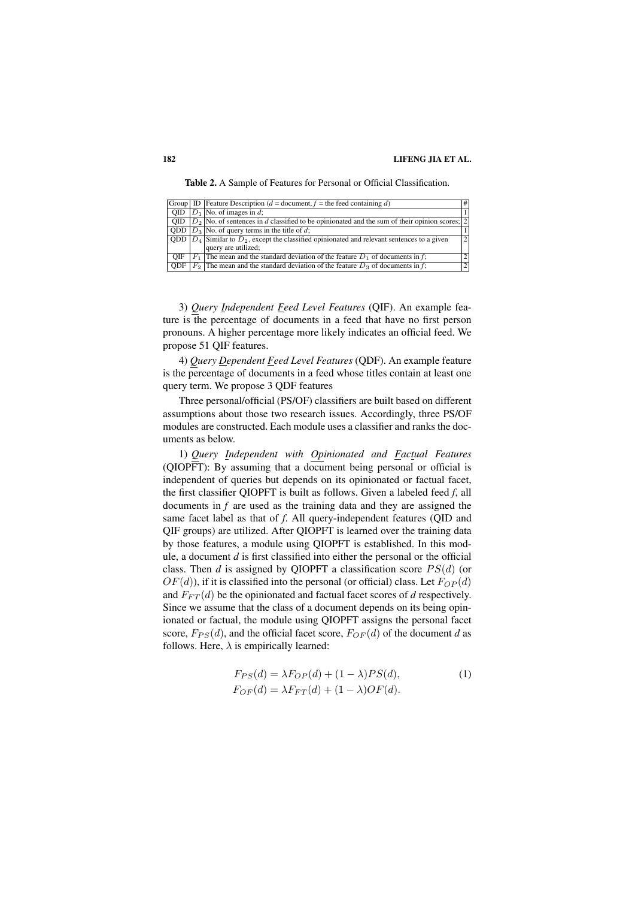**Table 2.** A Sample of Features for Personal or Official Classification.

| Group | ID | Feature Description ($d$ = document, $f$ = the feed containing $d$) | # |
|---|---|---|---|
| QID | $D_1$ | No. of images in $d$; | 1 |
| QID | $D_2$ | No. of sentences in $d$ classified to be opinionated and the sum of their opinion scores; | 2 |
| QDD | $D_3$ | No. of query terms in the title of $d$; | 1 |
| QDD | $D_4$ | Similar to $D_2$, except the classified opinionated and relevant sentences to a given query are utilized; | 2 |
| QIF | $F_1$ | The mean and the standard deviation of the feature $D_1$ of documents in $f$; | 2 |
| QDF | $F_2$ | The mean and the standard deviation of the feature $D_3$ of documents in $f$; | 2 |

3) *Query Independent Feed Level Features* (QIF). An example feature is the percentage of documents in a feed that have no first person pronouns. A higher percentage more likely indicates an official feed. We propose 51 QIF features.

4) *Query Dependent Feed Level Features* (QDF). An example feature is the percentage of documents in a feed whose titles contain at least one query term. We propose 3 QDF features

Three personal/official (PS/OF) classifiers are built based on different assumptions about those two research issues. Accordingly, three PS/OF modules are constructed. Each module uses a classifier and ranks the documents as below.

1) *Query Independent with Opinionated and Factual Features* (QIOPFT): By assuming that a document being personal or official is independent of queries but depends on its opinionated or factual facet, the first classifier QIOPFT is built as follows. Given a labeled feed *f*, all documents in *f* are used as the training data and they are assigned the same facet label as that of *f*. All query-independent features (QID and QIF groups) are utilized. After QIOPFT is learned over the training data by those features, a module using QIOPFT is established. In this module, a document *d* is first classified into either the personal or the official class. Then *d* is assigned by QIOPFT a classification score $PS(d)$ (or $OF(d)$), if it is classified into the personal (or official) class. Let $F_{OP}(d)$ and $F_{FT}(d)$ be the opinionated and factual facet scores of *d* respectively. Since we assume that the class of a document depends on its being opinionated or factual, the module using QIOPFT assigns the personal facet score, $F_{PS}(d)$, and the official facet score, $F_{OF}(d)$ of the document *d* as follows. Here, $\lambda$ is empirically learned:

$$F_{PS}(d) = \lambda F_{OP}(d) + (1 - \lambda) PS(d), \quad (1)$$
$$F_{OF}(d) = \lambda F_{FT}(d) + (1 - \lambda) OF(d).$$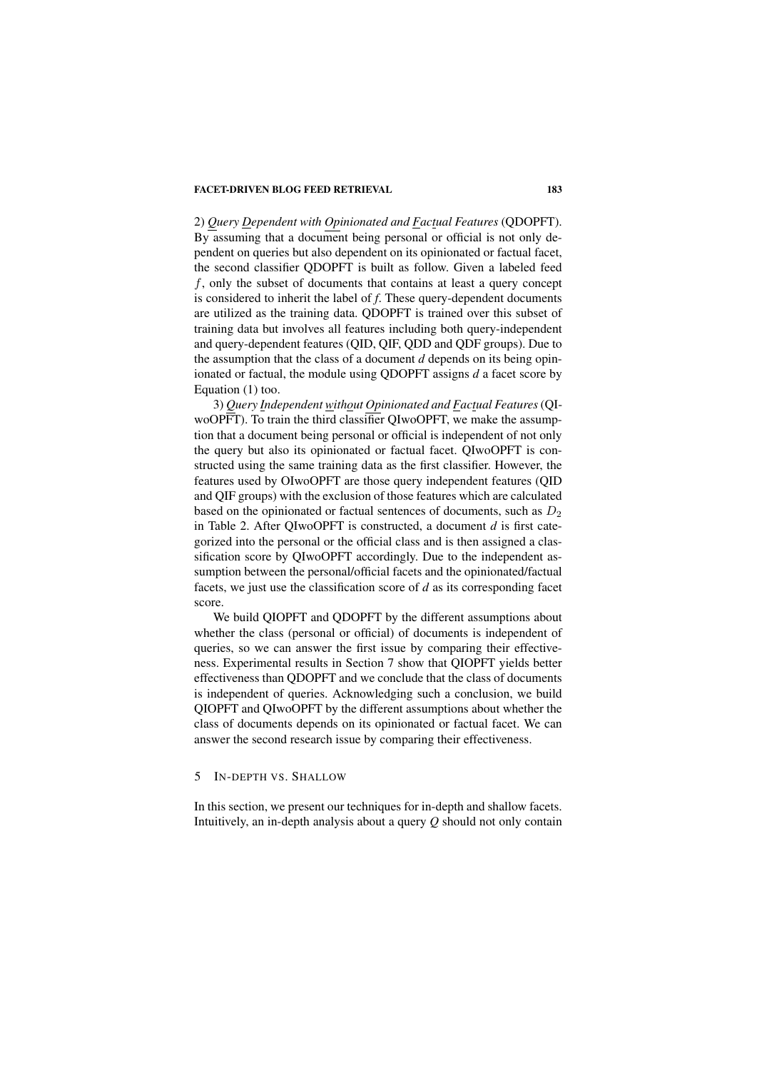2) *Query Dependent with Opinionated and Factual Features* (QDOPFT). By assuming that a document being personal or official is not only dependent on queries but also dependent on its opinionated or factual facet, the second classifier QDOPFT is built as follow. Given a labeled feed $f$, only the subset of documents that contains at least a query concept is considered to inherit the label of *f*. These query-dependent documents are utilized as the training data. QDOPFT is trained over this subset of training data but involves all features including both query-independent and query-dependent features (QID, QIF, QDD and QDF groups). Due to the assumption that the class of a document *d* depends on its being opinionated or factual, the module using QDOPFT assigns *d* a facet score by Equation (1) too.

3) *Query Independent without Opinionated and Factual Features* (QIwoOPFT). To train the third classifier QIwoOPFT, we make the assumption that a document being personal or official is independent of not only the query but also its opinionated or factual facet. QIwoOPFT is constructed using the same training data as the first classifier. However, the features used by OIwoOPFT are those query independent features (QID and QIF groups) with the exclusion of those features which are calculated based on the opinionated or factual sentences of documents, such as $D_2$ in Table 2. After QIwoOPFT is constructed, a document *d* is first categorized into the personal or the official class and is then assigned a classification score by QIwoOPFT accordingly. Due to the independent assumption between the personal/official facets and the opinionated/factual facets, we just use the classification score of *d* as its corresponding facet score.

We build QIOPFT and QDOPFT by the different assumptions about whether the class (personal or official) of documents is independent of queries, so we can answer the first issue by comparing their effectiveness. Experimental results in Section 7 show that QIOPFT yields better effectiveness than QDOPFT and we conclude that the class of documents is independent of queries. Acknowledging such a conclusion, we build QIOPFT and QIwoOPFT by the different assumptions about whether the class of documents depends on its opinionated or factual facet. We can answer the second research issue by comparing their effectiveness.

## 5 IN-DEPTH VS. SHALLOW

In this section, we present our techniques for in-depth and shallow facets. Intuitively, an in-depth analysis about a query *Q* should not only contain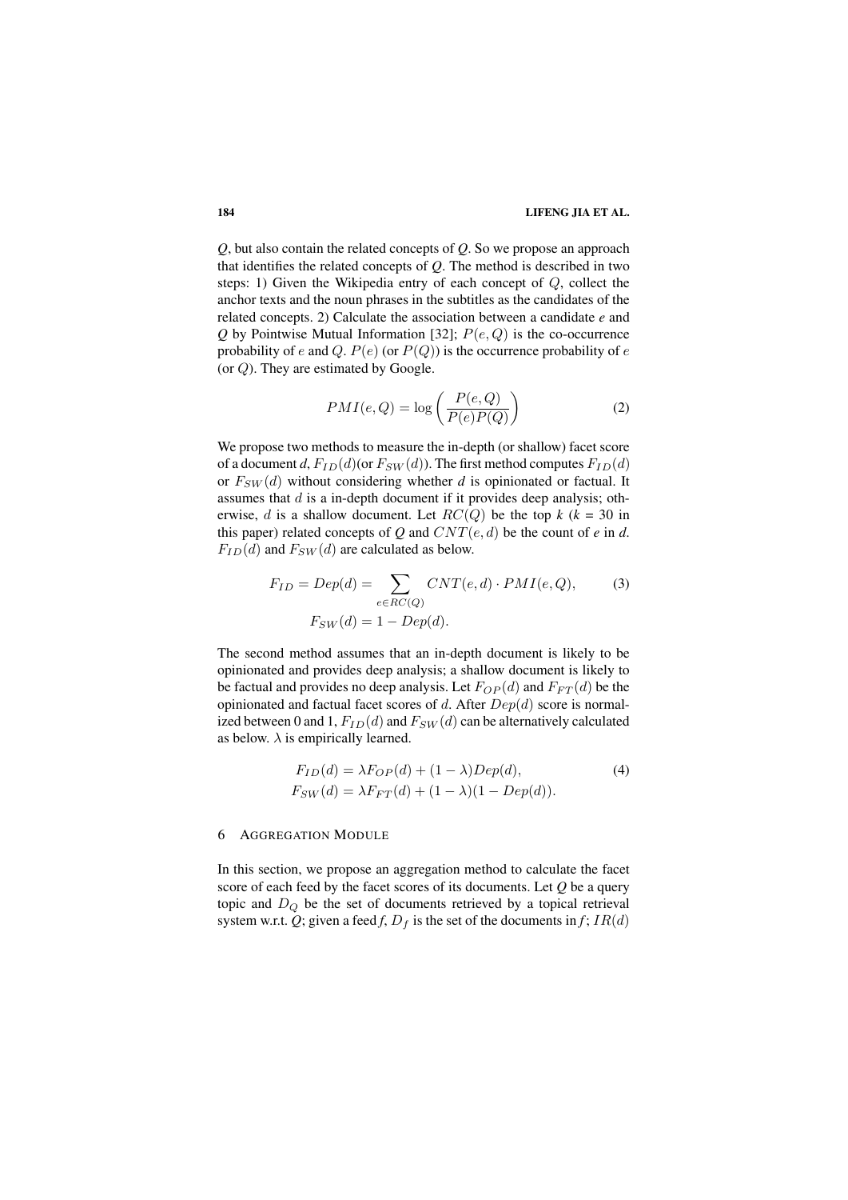*Q*, but also contain the related concepts of *Q*. So we propose an approach that identifies the related concepts of *Q*. The method is described in two steps: 1) Given the Wikipedia entry of each concept of $Q$, collect the anchor texts and the noun phrases in the subtitles as the candidates of the related concepts. 2) Calculate the association between a candidate *e* and *Q* by Pointwise Mutual Information [32]; $P(e, Q)$ is the co-occurrence probability of $e$ and $Q$. $P(e)$ (or $P(Q)$) is the occurrence probability of $e$ (or $Q$). They are estimated by Google.

$$PMI(e, Q) = \log\left(\frac{P(e, Q)}{P(e)P(Q)}\right) \tag{2}$$

We propose two methods to measure the in-depth (or shallow) facet score of a document *d*, $F_{ID}(d)$(or $F_{SW}(d)$). The first method computes $F_{ID}(d)$ or $F_{SW}(d)$ without considering whether *d* is opinionated or factual. It assumes that $d$ is a in-depth document if it provides deep analysis; otherwise, $d$ is a shallow document. Let $RC(Q)$ be the top *k* (*k* = 30 in this paper) related concepts of *Q* and $CNT(e, d)$ be the count of *e* in *d*. $F_{ID}(d)$ and $F_{SW}(d)$ are calculated as below.

$$F_{ID} = Dep(d) = \sum_{e \in RC(Q)} CNT(e, d) \cdot PMI(e, Q), \tag{3}$$
$$F_{SW}(d) = 1 - Dep(d).$$

The second method assumes that an in-depth document is likely to be opinionated and provides deep analysis; a shallow document is likely to be factual and provides no deep analysis. Let $F_{OP}(d)$ and $F_{FT}(d)$ be the opinionated and factual facet scores of $d$. After $Dep(d)$ score is normalized between 0 and 1, $F_{ID}(d)$ and $F_{SW}(d)$ can be alternatively calculated as below. $\lambda$ is empirically learned.

$$F_{ID}(d) = \lambda F_{OP}(d) + (1 - \lambda)Dep(d), \tag{4}$$
$$F_{SW}(d) = \lambda F_{FT}(d) + (1 - \lambda)(1 - Dep(d)).$$

## 6 AGGREGATION MODULE

In this section, we propose an aggregation method to calculate the facet score of each feed by the facet scores of its documents. Let *Q* be a query topic and $D_Q$ be the set of documents retrieved by a topical retrieval system w.r.t. *Q*; given a feed *f*, $D_f$ is the set of the documents in *f*; $IR(d)$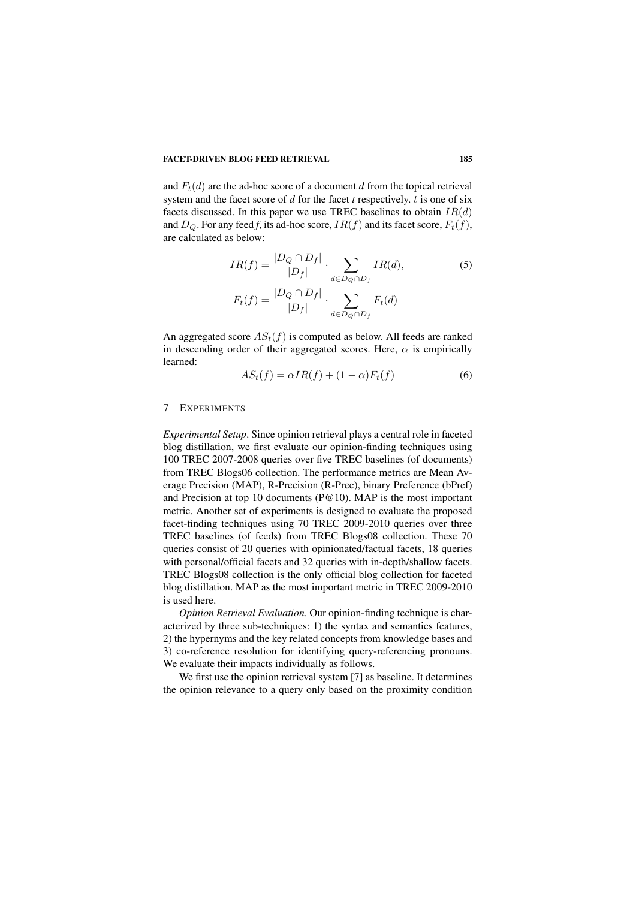and $F_t(d)$ are the ad-hoc score of a document *d* from the topical retrieval system and the facet score of *d* for the facet *t* respectively. $t$ is one of six facets discussed. In this paper we use TREC baselines to obtain $IR(d)$ and $D_Q$. For any feed *f*, its ad-hoc score, $IR(f)$ and its facet score, $F_t(f)$, are calculated as below:

$$IR(f) = \frac{|D_Q \cap D_f|}{|D_f|} \cdot \sum_{d \in D_Q \cap D_f} IR(d), \tag{5}$$

$$F_t(f) = \frac{|D_Q \cap D_f|}{|D_f|} \cdot \sum_{d \in D_Q \cap D_f} F_t(d)$$

An aggregated score $AS_t(f)$ is computed as below. All feeds are ranked in descending order of their aggregated scores. Here, $\alpha$ is empirically learned:

$$AS_t(f) = \alpha IR(f) + (1 - \alpha) F_t(f) \tag{6}$$

## 7 EXPERIMENTS

*Experimental Setup*. Since opinion retrieval plays a central role in faceted blog distillation, we first evaluate our opinion-finding techniques using 100 TREC 2007-2008 queries over five TREC baselines (of documents) from TREC Blogs06 collection. The performance metrics are Mean Average Precision (MAP), R-Precision (R-Prec), binary Preference (bPref) and Precision at top 10 documents (P@10). MAP is the most important metric. Another set of experiments is designed to evaluate the proposed facet-finding techniques using 70 TREC 2009-2010 queries over three TREC baselines (of feeds) from TREC Blogs08 collection. These 70 queries consist of 20 queries with opinionated/factual facets, 18 queries with personal/official facets and 32 queries with in-depth/shallow facets. TREC Blogs08 collection is the only official blog collection for faceted blog distillation. MAP as the most important metric in TREC 2009-2010 is used here.

*Opinion Retrieval Evaluation*. Our opinion-finding technique is characterized by three sub-techniques: 1) the syntax and semantics features, 2) the hypernyms and the key related concepts from knowledge bases and 3) co-reference resolution for identifying query-referencing pronouns. We evaluate their impacts individually as follows.

We first use the opinion retrieval system [7] as baseline. It determines the opinion relevance to a query only based on the proximity condition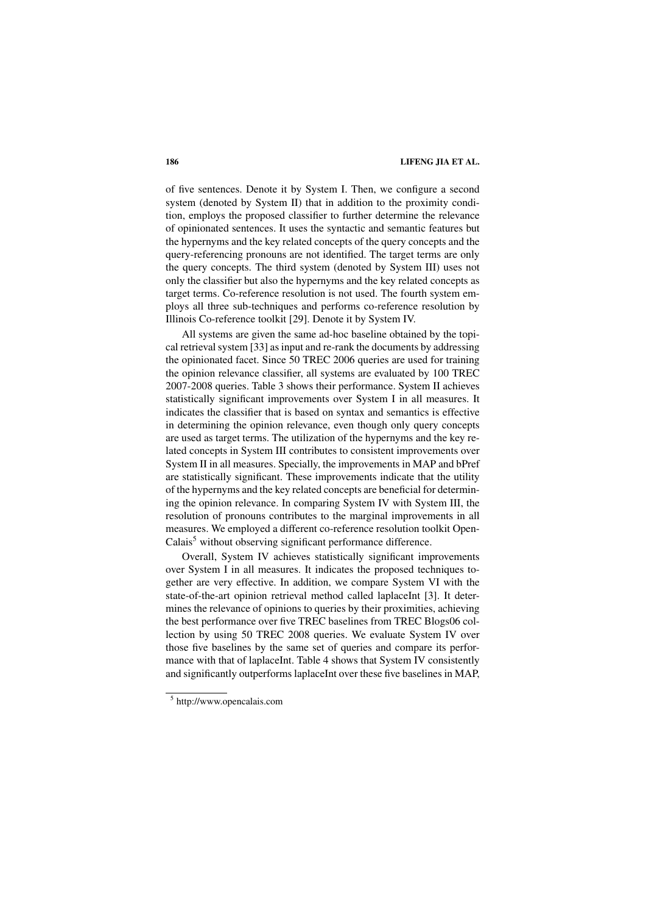of five sentences. Denote it by System I. Then, we configure a second system (denoted by System II) that in addition to the proximity condition, employs the proposed classifier to further determine the relevance of opinionated sentences. It uses the syntactic and semantic features but the hypernyms and the key related concepts of the query concepts and the query-referencing pronouns are not identified. The target terms are only the query concepts. The third system (denoted by System III) uses not only the classifier but also the hypernyms and the key related concepts as target terms. Co-reference resolution is not used. The fourth system employs all three sub-techniques and performs co-reference resolution by Illinois Co-reference toolkit [29]. Denote it by System IV.

All systems are given the same ad-hoc baseline obtained by the topical retrieval system [33] as input and re-rank the documents by addressing the opinionated facet. Since 50 TREC 2006 queries are used for training the opinion relevance classifier, all systems are evaluated by 100 TREC 2007-2008 queries. Table 3 shows their performance. System II achieves statistically significant improvements over System I in all measures. It indicates the classifier that is based on syntax and semantics is effective in determining the opinion relevance, even though only query concepts are used as target terms. The utilization of the hypernyms and the key related concepts in System III contributes to consistent improvements over System II in all measures. Specially, the improvements in MAP and bPref are statistically significant. These improvements indicate that the utility of the hypernyms and the key related concepts are beneficial for determining the opinion relevance. In comparing System IV with System III, the resolution of pronouns contributes to the marginal improvements in all measures. We employed a different co-reference resolution toolkit OpenCalais[5] without observing significant performance difference.

Overall, System IV achieves statistically significant improvements over System I in all measures. It indicates the proposed techniques together are very effective. In addition, we compare System VI with the state-of-the-art opinion retrieval method called laplaceInt [3]. It determines the relevance of opinions to queries by their proximities, achieving the best performance over five TREC baselines from TREC Blogs06 collection by using 50 TREC 2008 queries. We evaluate System IV over those five baselines by the same set of queries and compare its performance with that of laplaceInt. Table 4 shows that System IV consistently and significantly outperforms laplaceInt over these five baselines in MAP,

[5] http://www.opencalais.com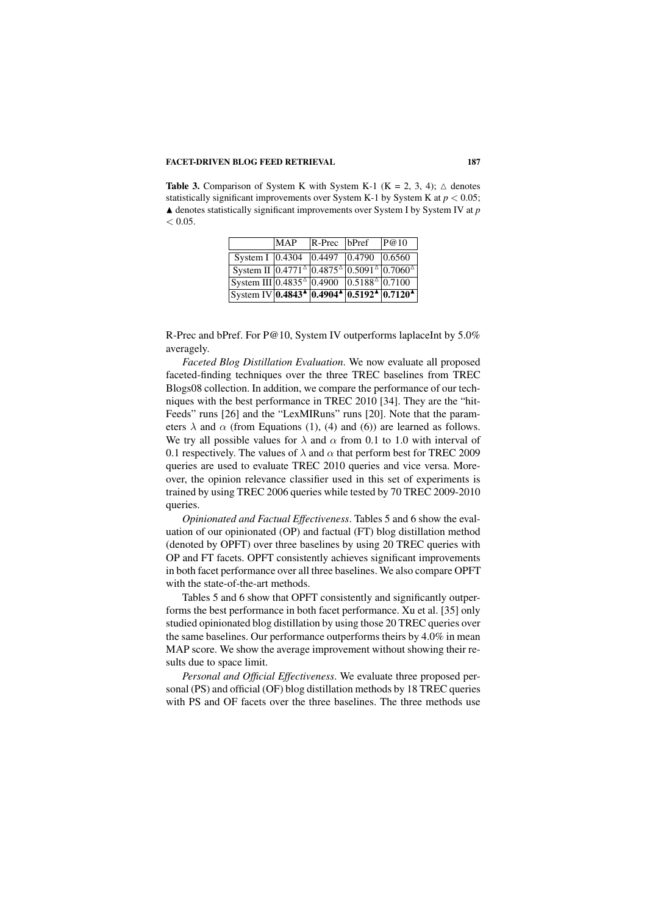**Table 3.** Comparison of System K with System K-1 (K = 2, 3, 4); △ denotes statistically significant improvements over System K-1 by System K at $p < 0.05$; ▲ denotes statistically significant improvements over System I by System IV at $p < 0.05$.

| | MAP | R-Prec | bPref | P@10 |
|---|---|---|---|---|
| System I | 0.4304 | 0.4497 | 0.4790 | 0.6560 |
| System II | 0.4771△ | 0.4875△ | 0.5091△ | 0.7060△ |
| System III | 0.4835△ | 0.4900 | 0.5188△ | 0.7100 |
| System IV | **0.4843**▲ | **0.4904**▲ | **0.5192**▲ | **0.7120**▲ |

R-Prec and bPref. For P@10, System IV outperforms laplaceInt by 5.0% averagely.

*Faceted Blog Distillation Evaluation*. We now evaluate all proposed faceted-finding techniques over the three TREC baselines from TREC Blogs08 collection. In addition, we compare the performance of our techniques with the best performance in TREC 2010 [34]. They are the "hitFeeds" runs [26] and the "LexMIRuns" runs [20]. Note that the parameters $\lambda$ and $\alpha$ (from Equations (1), (4) and (6)) are learned as follows. We try all possible values for $\lambda$ and $\alpha$ from 0.1 to 1.0 with interval of 0.1 respectively. The values of $\lambda$ and $\alpha$ that perform best for TREC 2009 queries are used to evaluate TREC 2010 queries and vice versa. Moreover, the opinion relevance classifier used in this set of experiments is trained by using TREC 2006 queries while tested by 70 TREC 2009-2010 queries.

*Opinionated and Factual Effectiveness*. Tables 5 and 6 show the evaluation of our opinionated (OP) and factual (FT) blog distillation method (denoted by OPFT) over three baselines by using 20 TREC queries with OP and FT facets. OPFT consistently achieves significant improvements in both facet performance over all three baselines. We also compare OPFT with the state-of-the-art methods.

Tables 5 and 6 show that OPFT consistently and significantly outperforms the best performance in both facet performance. Xu et al. [35] only studied opinionated blog distillation by using those 20 TREC queries over the same baselines. Our performance outperforms theirs by 4.0% in mean MAP score. We show the average improvement without showing their results due to space limit.

*Personal and Official Effectiveness*. We evaluate three proposed personal (PS) and official (OF) blog distillation methods by 18 TREC queries with PS and OF facets over the three baselines. The three methods use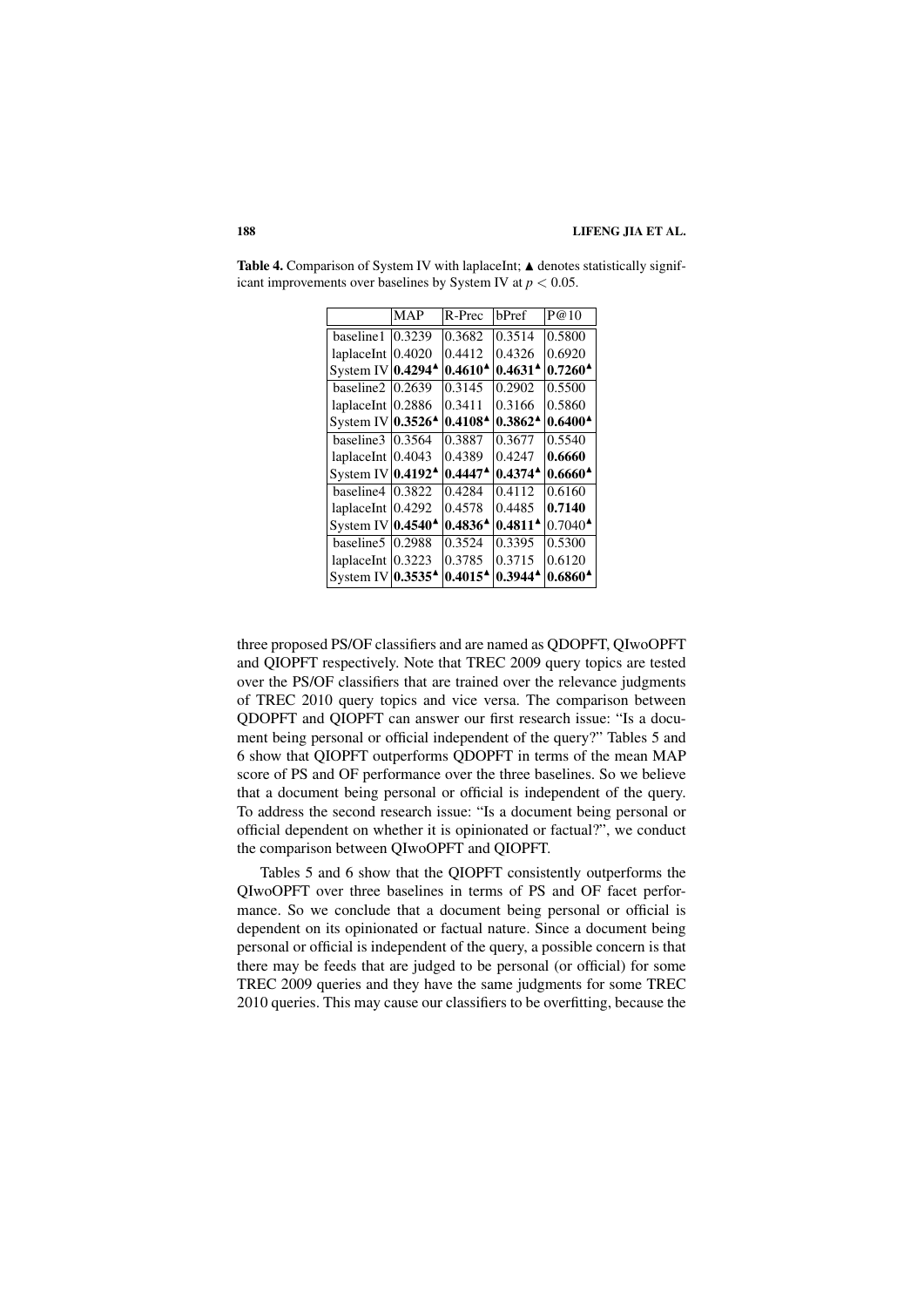**Table 4.** Comparison of System IV with laplaceInt; ▲ denotes statistically significant improvements over baselines by System IV at $p < 0.05$.

| | MAP | R-Prec | bPref | P@10 |
|---|---|---|---|---|
| baseline1 | 0.3239 | 0.3682 | 0.3514 | 0.5800 |
| laplaceInt | 0.4020 | 0.4412 | 0.4326 | 0.6920 |
| System IV | **0.4294**▲ | **0.4610**▲ | **0.4631**▲ | **0.7260**▲ |
| baseline2 | 0.2639 | 0.3145 | 0.2902 | 0.5500 |
| laplaceInt | 0.2886 | 0.3411 | 0.3166 | 0.5860 |
| System IV | **0.3526**▲ | **0.4108**▲ | **0.3862**▲ | **0.6400**▲ |
| baseline3 | 0.3564 | 0.3887 | 0.3677 | 0.5540 |
| laplaceInt | 0.4043 | 0.4389 | 0.4247 | **0.6660** |
| System IV | **0.4192**▲ | **0.4447**▲ | **0.4374**▲ | **0.6660**▲ |
| baseline4 | 0.3822 | 0.4284 | 0.4112 | 0.6160 |
| laplaceInt | 0.4292 | 0.4578 | 0.4485 | **0.7140** |
| System IV | **0.4540**▲ | **0.4836**▲ | **0.4811**▲ | 0.7040▲ |
| baseline5 | 0.2988 | 0.3524 | 0.3395 | 0.5300 |
| laplaceInt | 0.3223 | 0.3785 | 0.3715 | 0.6120 |
| System IV | **0.3535**▲ | **0.4015**▲ | **0.3944**▲ | **0.6860**▲ |

three proposed PS/OF classifiers and are named as QDOPFT, QIwoOPFT and QIOPFT respectively. Note that TREC 2009 query topics are tested over the PS/OF classifiers that are trained over the relevance judgments of TREC 2010 query topics and vice versa. The comparison between QDOPFT and QIOPFT can answer our first research issue: "Is a document being personal or official independent of the query?" Tables 5 and 6 show that QIOPFT outperforms QDOPFT in terms of the mean MAP score of PS and OF performance over the three baselines. So we believe that a document being personal or official is independent of the query. To address the second research issue: "Is a document being personal or official dependent on whether it is opinionated or factual?", we conduct the comparison between QIwoOPFT and QIOPFT.

Tables 5 and 6 show that the QIOPFT consistently outperforms the QIwoOPFT over three baselines in terms of PS and OF facet performance. So we conclude that a document being personal or official is dependent on its opinionated or factual nature. Since a document being personal or official is independent of the query, a possible concern is that there may be feeds that are judged to be personal (or official) for some TREC 2009 queries and they have the same judgments for some TREC 2010 queries. This may cause our classifiers to be overfitting, because the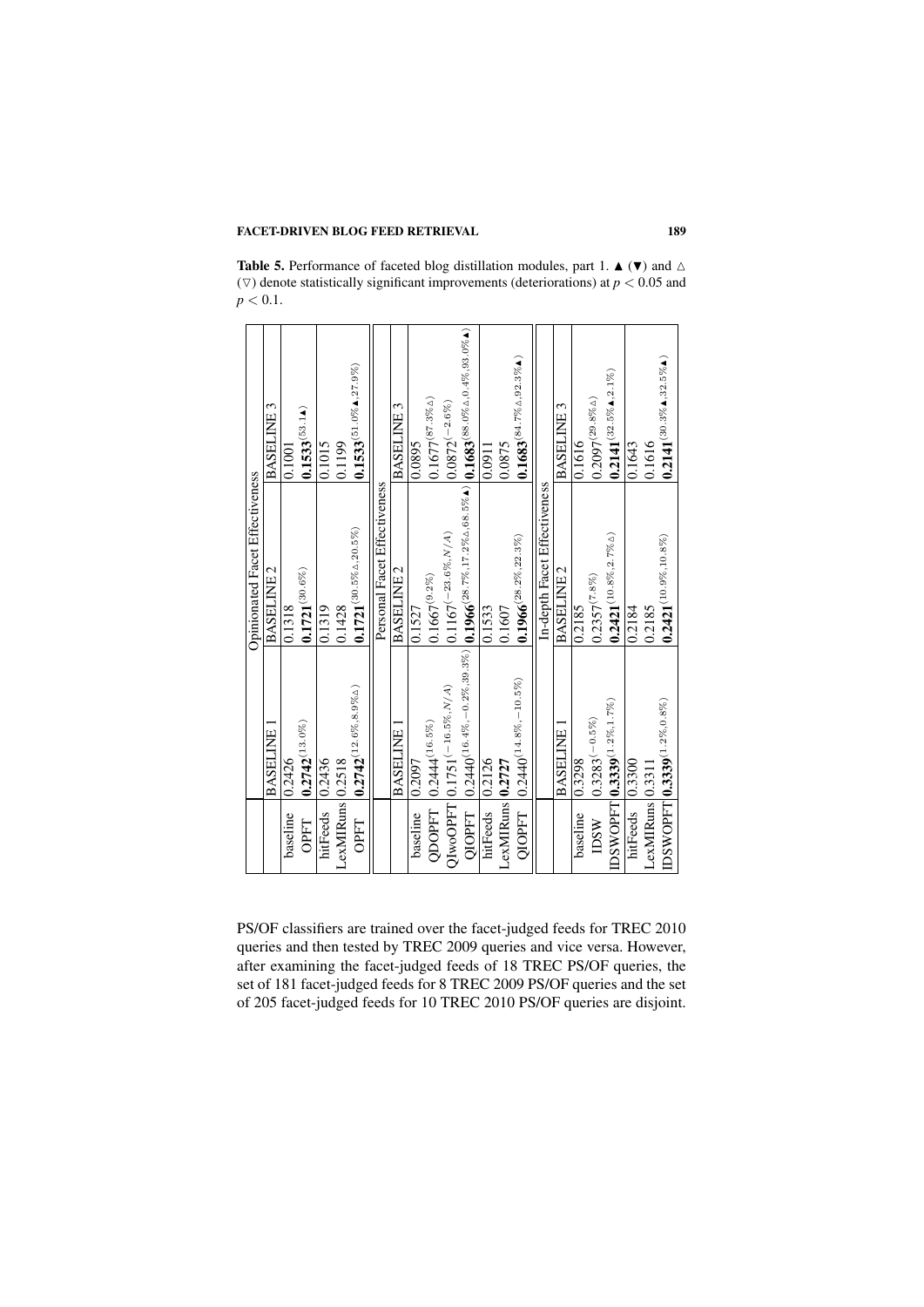**Table 5.** Performance of faceted blog distillation modules, part 1. ▲ (▼) and △ (▽) denote statistically significant improvements (deteriorations) at $p < 0.05$ and $p < 0.1$.

| | Opinionated Facet Effectiveness | | |
|---|---|---|---|
| | BASELINE 1 | BASELINE 2 | BASELINE 3 |
| baseline | 0.2426 | 0.1318 | 0.1001 |
| OPFT | **0.2742**$^{(13.0\%)}$ | **0.1721**$^{(30.6\%)}$ | **0.1533**$^{(53.1▲)}$ |
| hitFeeds | 0.2436 | 0.1319 | 0.1015 |
| LexMIRuns | 0.2518 | 0.1428 | 0.1199 |
| OPFT | **0.2742**$^{(12.6\%,8.9\%△)}$ | **0.1721**$^{(30.5\%△,20.5\%)}$ | **0.1533**$^{(51.0\%▲,27.9\%)}$ |
| | **Personal Facet Effectiveness** | | |
| | BASELINE 1 | BASELINE 2 | BASELINE 3 |
| baseline | 0.2097 | 0.1527 | 0.0895 |
| QDOPFT | 0.2444$^{(16.5\%)}$ | 0.1667$^{(9.2\%)}$ | 0.1677$^{(87.3\%△)}$ |
| QIwoOPFT | 0.1751$^{(-16.5\%,N/A)}$ | 0.1167$^{(-23.6\%,N/A)}$ | 0.0872$^{(-2.6\%)}$ |
| QIOPFT | 0.2440$^{(16.4\%,-0.2\%,39.3\%)}$ | **0.1966**$^{(28.7\%,17.2\%△,68.5\%▲)}$ | **0.1683**$^{(88.0\%△,0.4\%,93.0\%▲)}$ |
| hitFeeds | 0.2126 | 0.1533 | 0.0911 |
| LexMIRuns | **0.2727** | 0.1607 | 0.0875 |
| QIOPFT | 0.2440$^{(14.8\%,-10.5\%)}$ | **0.1966**$^{(28.2\%,22.3\%)}$ | **0.1683**$^{(84.7\%△,92.3\%▲)}$ |
| | **In-depth Facet Effectiveness** | | |
| | BASELINE 1 | BASELINE 2 | BASELINE 3 |
| baseline | 0.3298 | 0.2185 | 0.1616 |
| IDSW | 0.3283$^{(-0.5\%)}$ | 0.2357$^{(7.8\%)}$ | 0.2097$^{(29.8\%△)}$ |
| IDSWOPFT | **0.3339**$^{(1.2\%,1.7\%)}$ | **0.2421**$^{(10.8\%,2.7\%△)}$ | **0.2141**$^{(32.5\%▲,2.1\%)}$ |
| hitFeeds | 0.3300 | 0.2184 | 0.1643 |
| LexMIRuns | 0.3311 | 0.2185 | 0.1616 |
| IDSWOPFT | **0.3339**$^{(1.2\%,0.8\%)}$ | **0.2421**$^{(10.9\%,10.8\%)}$ | **0.2141**$^{(30.3\%▲,32.5\%▲)}$ |

PS/OF classifiers are trained over the facet-judged feeds for TREC 2010 queries and then tested by TREC 2009 queries and vice versa. However, after examining the facet-judged feeds of 18 TREC PS/OF queries, the set of 181 facet-judged feeds for 8 TREC 2009 PS/OF queries and the set of 205 facet-judged feeds for 10 TREC 2010 PS/OF queries are disjoint.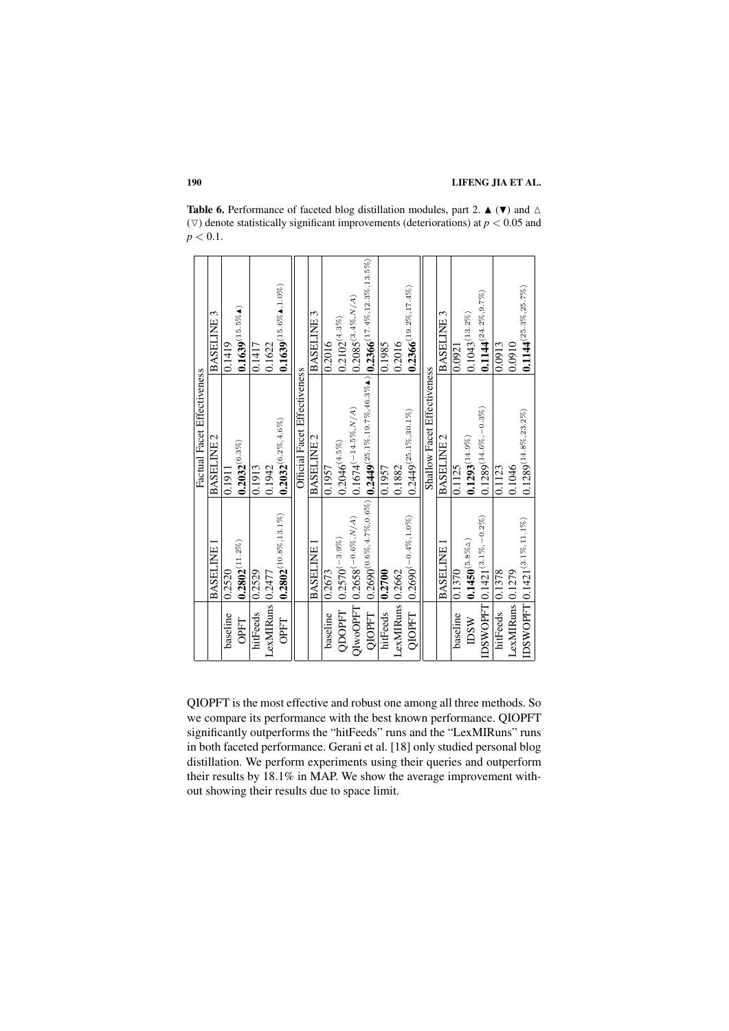**Table 6.** Performance of faceted blog distillation modules, part 2. ▲ (▼) and △ (▽) denote statistically significant improvements (deteriorations) at $p < 0.05$ and $p < 0.1$.

| | Factual Facet Effectiveness | | |
|---|---|---|---|
| | BASELINE 1 | BASELINE 2 | BASELINE 3 |
| baseline | 0.2520 | 0.1911 | 0.1419 |
| OPFT | **0.2802**$^{(11.2\%)}$ | **0.2032**$^{(6.3\%)}$ | **0.1639**$^{(15.5\%▲)}$ |
| hitFeeds | 0.2529 | 0.1913 | 0.1417 |
| LexMIRuns | 0.2477 | 0.1942 | 0.1622 |
| OPFT | **0.2802**$^{(10.8\%,13.1\%)}$ | **0.2032**$^{(6.2\%,4.6\%)}$ | **0.1639**$^{(15.6\%▲,1.0\%)}$ |
| | **Official Facet Effectiveness** | | |
| | BASELINE 1 | BASELINE 2 | BASELINE 3 |
| baseline | 0.2673 | 0.1957 | 0.2016 |
| QDOPFT | 0.2570$^{(-3.9\%)}$ | 0.2046$^{(4.5\%)}$ | 0.2102$^{(4.3\%)}$ |
| QIwoOPFT | 0.2658$^{(-0.6\%,N/A)}$ | 0.1674$^{(-14.5\%,N/A)}$ | 0.2085$^{(3.4\%,N/A)}$ |
| QIOPFT | 0.2690$^{(0.6\%,4.7\%,0.6\%)}$ | **0.2449**$^{(25.1\%,19.7\%,46.3\%▲)}$ | **0.2366**$^{(17.4\%,12.3\%,13.5\%)}$ |
| hitFeeds | **0.2700** | 0.1957 | 0.1985 |
| LexMIRuns | 0.2662 | 0.1882 | 0.2016 |
| QIOPFT | 0.2690$^{(-0.4\%,1.0\%)}$ | 0.2449$^{(25.1\%,30.1\%)}$ | **0.2366**$^{(19.2\%,17.4\%)}$ |
| | **Shallow Facet Effectiveness** | | |
| | BASELINE 1 | BASELINE 2 | BASELINE 3 |
| baseline | 0.1370 | 0.1125 | 0.0921 |
| IDSW | **0.1450**$^{(5.8\%△)}$ | **0.1293**$^{(14.9\%)}$ | 0.1043$^{(13.2\%)}$ |
| IDSWOPFT | 0.1421$^{(3.1\%,-0.2\%)}$ | 0.1289$^{(14.6\%,-0.3\%)}$ | **0.1144**$^{(24.2\%,9.7\%)}$ |
| hitFeeds | 0.1378 | 0.1123 | 0.0913 |
| LexMIRuns | 0.1279 | 0.1046 | 0.0910 |
| IDSWOPFT | 0.1421$^{(3.1\%,11.1\%)}$ | 0.1289$^{(14.8\%,23.2\%)}$ | **0.1144**$^{(25.3\%,25.7\%)}$ |

QIOPFT is the most effective and robust one among all three methods. So we compare its performance with the best known performance. QIOPFT significantly outperforms the "hitFeeds" runs and the "LexMIRuns" runs in both faceted performance. Gerani et al. [18] only studied personal blog distillation. We perform experiments using their queries and outperform their results by 18.1% in MAP. We show the average improvement without showing their results due to space limit.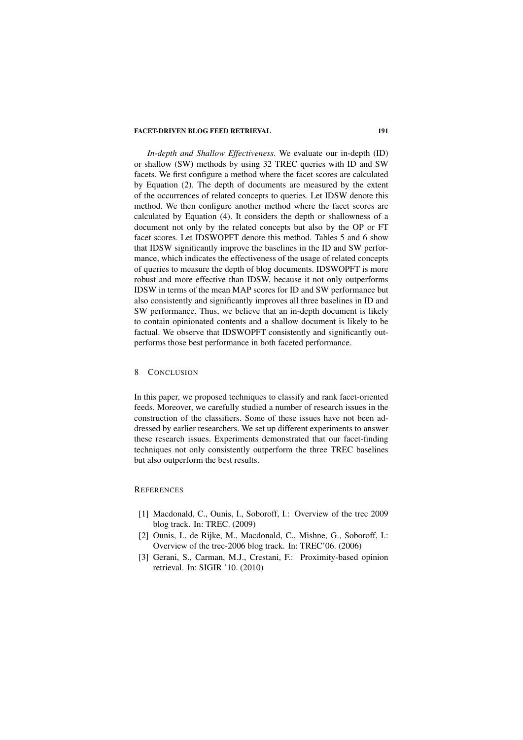*In-depth and Shallow Effectiveness*. We evaluate our in-depth (ID) or shallow (SW) methods by using 32 TREC queries with ID and SW facets. We first configure a method where the facet scores are calculated by Equation (2). The depth of documents are measured by the extent of the occurrences of related concepts to queries. Let IDSW denote this method. We then configure another method where the facet scores are calculated by Equation (4). It considers the depth or shallowness of a document not only by the related concepts but also by the OP or FT facet scores. Let IDSWOPFT denote this method. Tables 5 and 6 show that IDSW significantly improve the baselines in the ID and SW performance, which indicates the effectiveness of the usage of related concepts of queries to measure the depth of blog documents. IDSWOPFT is more robust and more effective than IDSW, because it not only outperforms IDSW in terms of the mean MAP scores for ID and SW performance but also consistently and significantly improves all three baselines in ID and SW performance. Thus, we believe that an in-depth document is likely to contain opinionated contents and a shallow document is likely to be factual. We observe that IDSWOPFT consistently and significantly outperforms those best performance in both faceted performance.

## 8 Conclusion

In this paper, we proposed techniques to classify and rank facet-oriented feeds. Moreover, we carefully studied a number of research issues in the construction of the classifiers. Some of these issues have not been addressed by earlier researchers. We set up different experiments to answer these research issues. Experiments demonstrated that our facet-finding techniques not only consistently outperform the three TREC baselines but also outperform the best results.

## References

[1] Macdonald, C., Ounis, I., Soboroff, I.: Overview of the trec 2009 blog track. In: TREC. (2009)

[2] Ounis, I., de Rijke, M., Macdonald, C., Mishne, G., Soboroff, I.: Overview of the trec-2006 blog track. In: TREC'06. (2006)

[3] Gerani, S., Carman, M.J., Crestani, F.: Proximity-based opinion retrieval. In: SIGIR '10. (2010)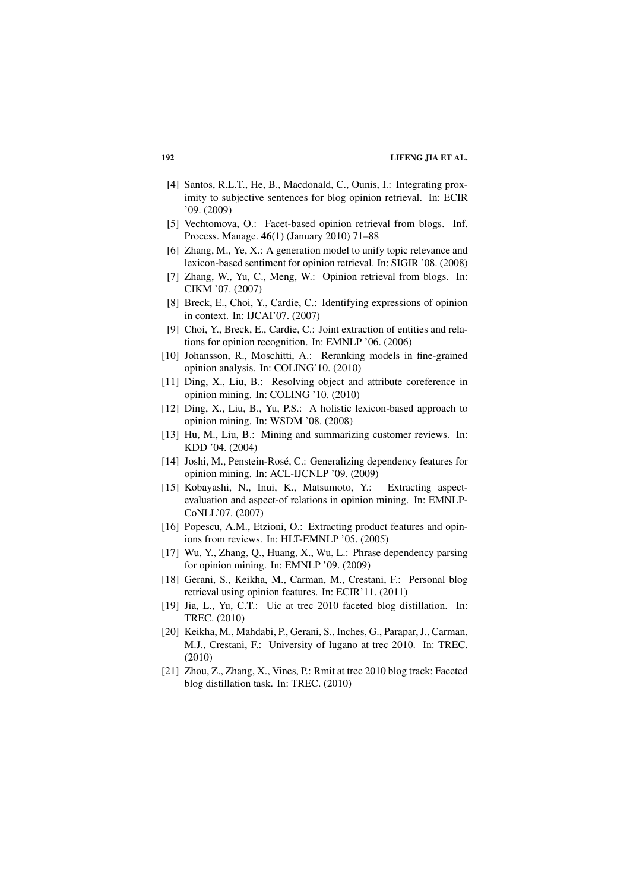[4] Santos, R.L.T., He, B., Macdonald, C., Ounis, I.: Integrating proximity to subjective sentences for blog opinion retrieval. In: ECIR '09. (2009)

[5] Vechtomova, O.: Facet-based opinion retrieval from blogs. Inf. Process. Manage. **46**(1) (January 2010) 71–88

[6] Zhang, M., Ye, X.: A generation model to unify topic relevance and lexicon-based sentiment for opinion retrieval. In: SIGIR '08. (2008)

[7] Zhang, W., Yu, C., Meng, W.: Opinion retrieval from blogs. In: CIKM '07. (2007)

[8] Breck, E., Choi, Y., Cardie, C.: Identifying expressions of opinion in context. In: IJCAI'07. (2007)

[9] Choi, Y., Breck, E., Cardie, C.: Joint extraction of entities and relations for opinion recognition. In: EMNLP '06. (2006)

[10] Johansson, R., Moschitti, A.: Reranking models in fine-grained opinion analysis. In: COLING'10. (2010)

[11] Ding, X., Liu, B.: Resolving object and attribute coreference in opinion mining. In: COLING '10. (2010)

[12] Ding, X., Liu, B., Yu, P.S.: A holistic lexicon-based approach to opinion mining. In: WSDM '08. (2008)

[13] Hu, M., Liu, B.: Mining and summarizing customer reviews. In: KDD '04. (2004)

[14] Joshi, M., Penstein-Rosé, C.: Generalizing dependency features for opinion mining. In: ACL-IJCNLP '09. (2009)

[15] Kobayashi, N., Inui, K., Matsumoto, Y.: Extracting aspect-evaluation and aspect-of relations in opinion mining. In: EMNLP-CoNLL'07. (2007)

[16] Popescu, A.M., Etzioni, O.: Extracting product features and opinions from reviews. In: HLT-EMNLP '05. (2005)

[17] Wu, Y., Zhang, Q., Huang, X., Wu, L.: Phrase dependency parsing for opinion mining. In: EMNLP '09. (2009)

[18] Gerani, S., Keikha, M., Carman, M., Crestani, F.: Personal blog retrieval using opinion features. In: ECIR'11. (2011)

[19] Jia, L., Yu, C.T.: Uic at trec 2010 faceted blog distillation. In: TREC. (2010)

[20] Keikha, M., Mahdabi, P., Gerani, S., Inches, G., Parapar, J., Carman, M.J., Crestani, F.: University of lugano at trec 2010. In: TREC. (2010)

[21] Zhou, Z., Zhang, X., Vines, P.: Rmit at trec 2010 blog track: Faceted blog distillation task. In: TREC. (2010)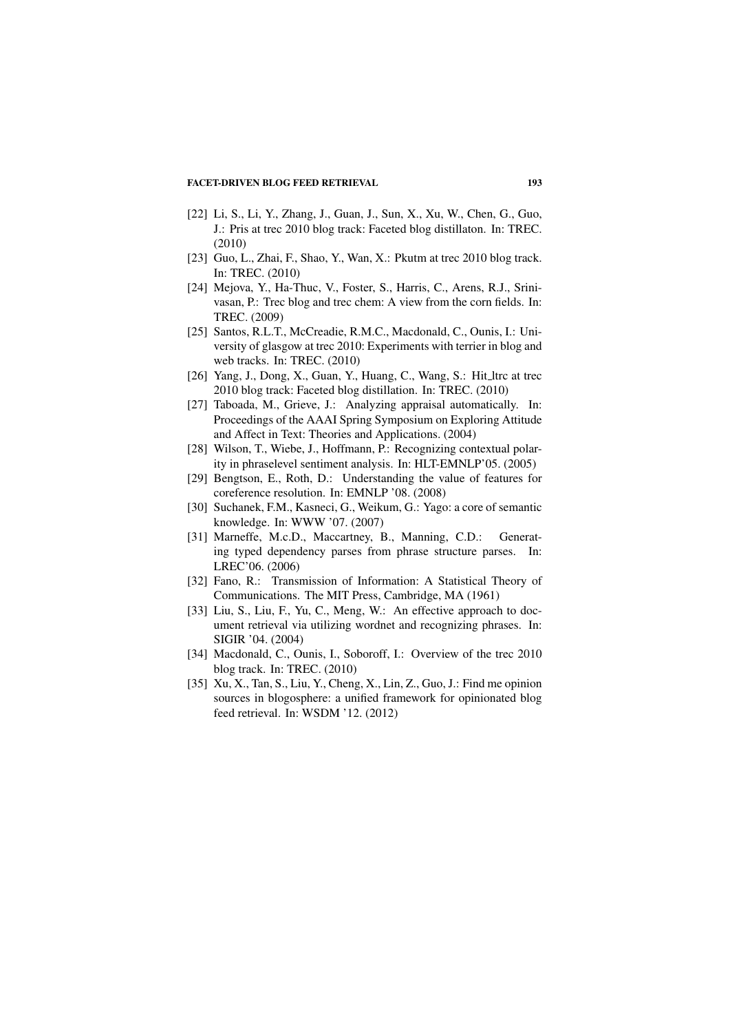[22] Li, S., Li, Y., Zhang, J., Guan, J., Sun, X., Xu, W., Chen, G., Guo, J.: Pris at trec 2010 blog track: Faceted blog distillaton. In: TREC. (2010)

[23] Guo, L., Zhai, F., Shao, Y., Wan, X.: Pkutm at trec 2010 blog track. In: TREC. (2010)

[24] Mejova, Y., Ha-Thuc, V., Foster, S., Harris, C., Arens, R.J., Srinivasan, P.: Trec blog and trec chem: A view from the corn fields. In: TREC. (2009)

[25] Santos, R.L.T., McCreadie, R.M.C., Macdonald, C., Ounis, I.: University of glasgow at trec 2010: Experiments with terrier in blog and web tracks. In: TREC. (2010)

[26] Yang, J., Dong, X., Guan, Y., Huang, C., Wang, S.: Hit_ltrc at trec 2010 blog track: Faceted blog distillation. In: TREC. (2010)

[27] Taboada, M., Grieve, J.: Analyzing appraisal automatically. In: Proceedings of the AAAI Spring Symposium on Exploring Attitude and Affect in Text: Theories and Applications. (2004)

[28] Wilson, T., Wiebe, J., Hoffmann, P.: Recognizing contextual polarity in phraselevel sentiment analysis. In: HLT-EMNLP'05. (2005)

[29] Bengtson, E., Roth, D.: Understanding the value of features for coreference resolution. In: EMNLP '08. (2008)

[30] Suchanek, F.M., Kasneci, G., Weikum, G.: Yago: a core of semantic knowledge. In: WWW '07. (2007)

[31] Marneffe, M.c.D., Maccartney, B., Manning, C.D.: Generating typed dependency parses from phrase structure parses. In: LREC'06. (2006)

[32] Fano, R.: Transmission of Information: A Statistical Theory of Communications. The MIT Press, Cambridge, MA (1961)

[33] Liu, S., Liu, F., Yu, C., Meng, W.: An effective approach to document retrieval via utilizing wordnet and recognizing phrases. In: SIGIR '04. (2004)

[34] Macdonald, C., Ounis, I., Soboroff, I.: Overview of the trec 2010 blog track. In: TREC. (2010)

[35] Xu, X., Tan, S., Liu, Y., Cheng, X., Lin, Z., Guo, J.: Find me opinion sources in blogosphere: a unified framework for opinionated blog feed retrieval. In: WSDM '12. (2012)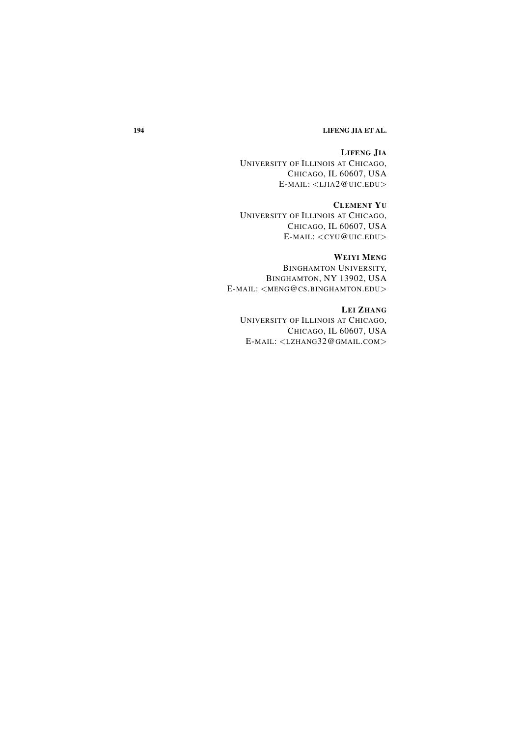**LIFENG JIA**
UNIVERSITY OF ILLINOIS AT CHICAGO,
CHICAGO, IL 60607, USA
E-MAIL: <LJIA2@UIC.EDU>

**CLEMENT YU**
UNIVERSITY OF ILLINOIS AT CHICAGO,
CHICAGO, IL 60607, USA
E-MAIL: <CYU@UIC.EDU>

**WEIYI MENG**
BINGHAMTON UNIVERSITY,
BINGHAMTON, NY 13902, USA
E-MAIL: <MENG@CS.BINGHAMTON.EDU>

**LEI ZHANG**
UNIVERSITY OF ILLINOIS AT CHICAGO,
CHICAGO, IL 60607, USA
E-MAIL: <LZHANG32@GMAIL.COM>